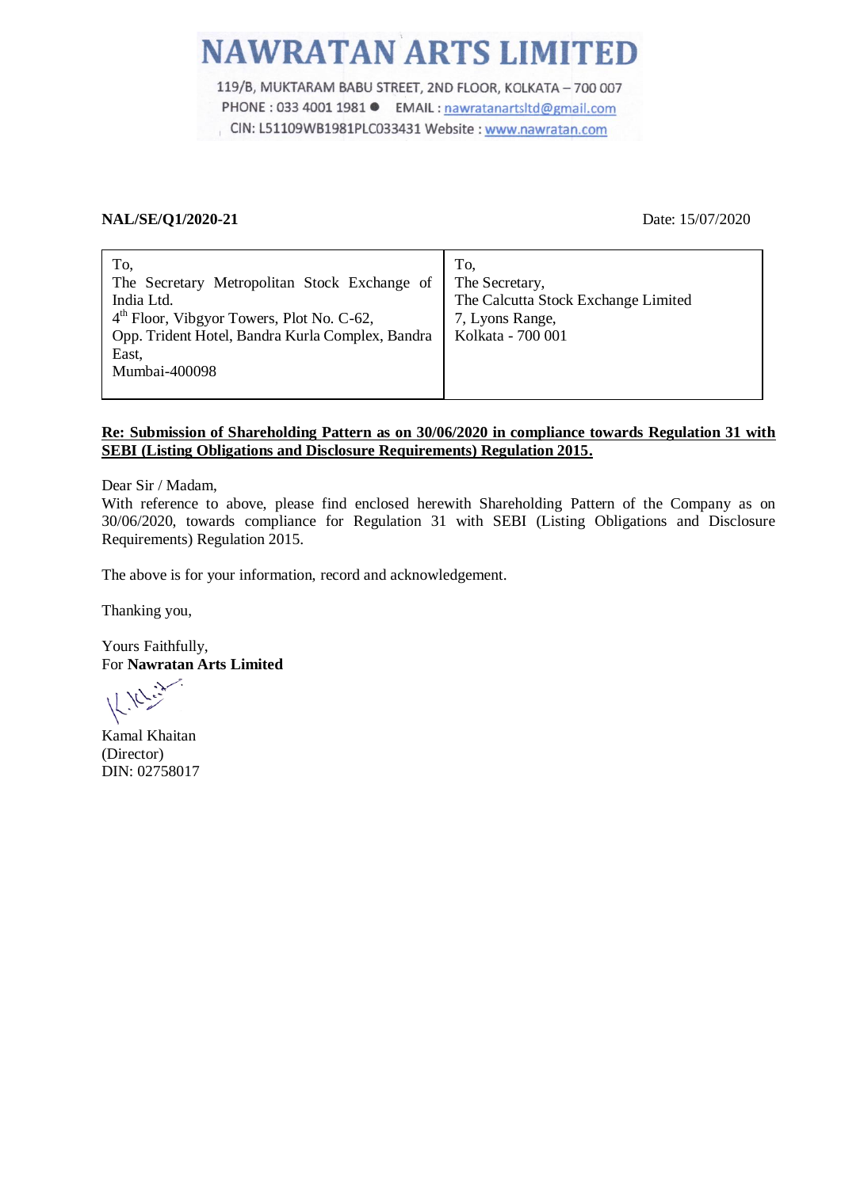# NAWRATAN ARTS LIMITED

119/B, MUKTARAM BABU STREET, 2ND FLOOR, KOLKATA – 700 007
PHONE : 033 4001 1981 ● EMAIL : nawratanartsltd@gmail.com
CIN: L51109WB1981PLC033431 Website : www.nawratan.com

**NAL/SE/Q1/2020-21** Date: 15/07/2020

| To,<br>The Secretary Metropolitan Stock Exchange of India Ltd.<br>4th Floor, Vibgyor Towers, Plot No. C-62,<br>Opp. Trident Hotel, Bandra Kurla Complex, Bandra East,<br>Mumbai-400098 | To,<br>The Secretary,<br>The Calcutta Stock Exchange Limited<br>7, Lyons Range,<br>Kolkata - 700 001 |
|---|---|

**Re: Submission of Shareholding Pattern as on 30/06/2020 in compliance towards Regulation 31 with SEBI (Listing Obligations and Disclosure Requirements) Regulation 2015.**

Dear Sir / Madam,
With reference to above, please find enclosed herewith Shareholding Pattern of the Company as on 30/06/2020, towards compliance for Regulation 31 with SEBI (Listing Obligations and Disclosure Requirements) Regulation 2015.

The above is for your information, record and acknowledgement.

Thanking you,

Yours Faithfully,
For **Nawratan Arts Limited**

Kamal Khaitan
(Director)
DIN: 02758017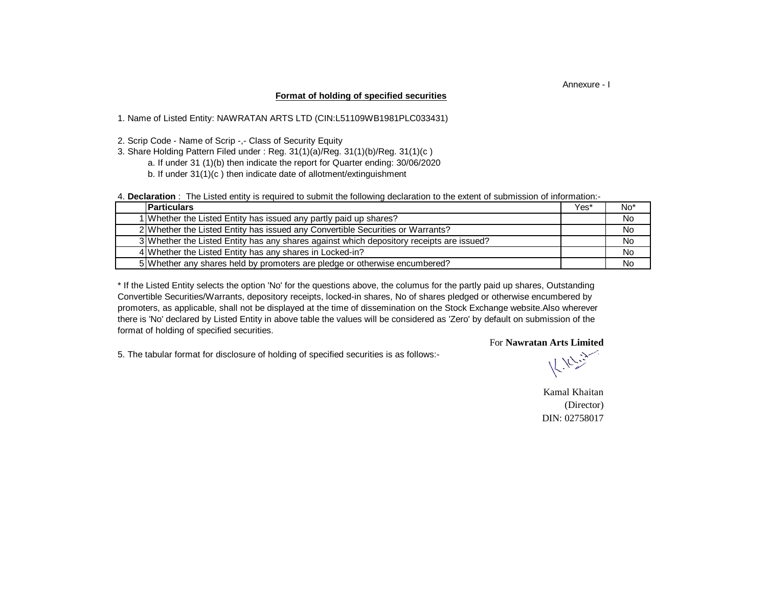Annexure - I

## Format of holding of specified securities

1. Name of Listed Entity: NAWRATAN ARTS LTD (CIN:L51109WB1981PLC033431)

2. Scrip Code - Name of Scrip -,- Class of Security Equity
3. Share Holding Pattern Filed under : Reg. 31(1)(a)/Reg. 31(1)(b)/Reg. 31(1)(c )
    a. If under 31 (1)(b) then indicate the report for Quarter ending: 30/06/2020
    b. If under 31(1)(c ) then indicate date of allotment/extinguishment

4. **Declaration** : The Listed entity is required to submit the following declaration to the extent of submission of information:-

| | Particulars | Yes* | No* |
|---|---|---|---|
| 1 | Whether the Listed Entity has issued any partly paid up shares? | | No |
| 2 | Whether the Listed Entity has issued any Convertible Securities or Warrants? | | No |
| 3 | Whether the Listed Entity has any shares against which depository receipts are issued? | | No |
| 4 | Whether the Listed Entity has any shares in Locked-in? | | No |
| 5 | Whether any shares held by promoters are pledge or otherwise encumbered? | | No |

* If the Listed Entity selects the option 'No' for the questions above, the columus for the partly paid up shares, Outstanding Convertible Securities/Warrants, depository receipts, locked-in shares, No of shares pledged or otherwise encumbered by promoters, as applicable, shall not be displayed at the time of dissemination on the Stock Exchange website.Also wherever there is 'No' declared by Listed Entity in above table the values will be considered as 'Zero' by default on submission of the format of holding of specified securities.

5. The tabular format for disclosure of holding of specified securities is as follows:-

For **Nawratan Arts Limited**

Kamal Khaitan
(Director)
DIN: 02758017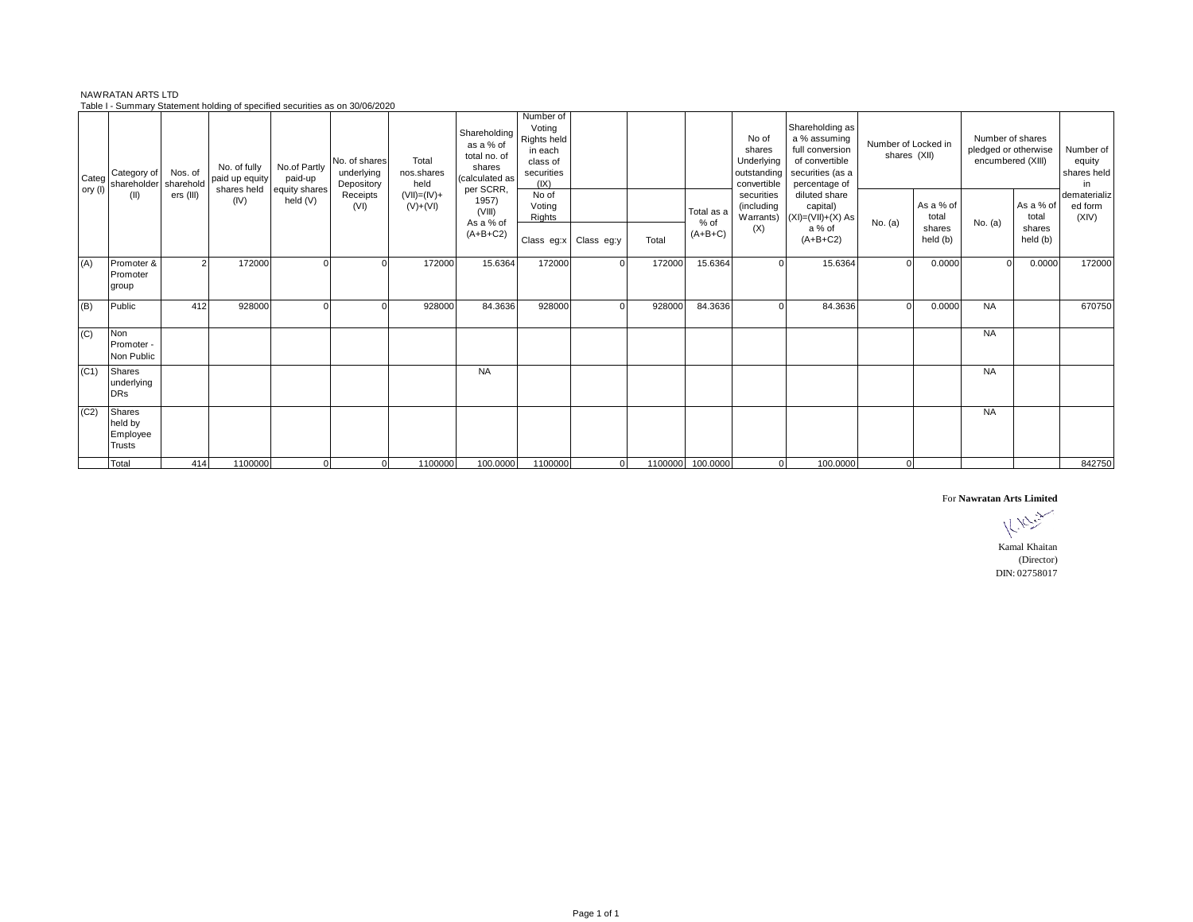NAWRATAN ARTS LTD

Table I - Summary Statement holding of specified securities as on 30/06/2020

| Category (I) | Category of shareholder (II) | Nos. of shareholders (III) | No. of fully paid up equity shares held (IV) | No.of Partly paid-up equity shares held (V) | No. of shares underlying Depository Receipts (VI) | Total nos.shares held (VII)=(IV)+(V)+(VI) | Shareholding as a % of total no. of shares (calculated as per SCRR, 1957) (VIII) As a % of (A+B+C2) | Number of Voting Rights held in each class of securities (IX) | | | | No of shares Underlying outstanding convertible securities (including Warrants) (X) | Shareholding as a % assuming full conversion of convertible securities (as a percentage of diluted share capital) (XI)=(VII)+(X) As a % of (A+B+C2) | Number of Locked in shares (XII) | | Number of shares pledged or otherwise encumbered (XIII) | | Number of equity shares held in dematerialized form (XIV) |
|---|---|---|---|---|---|---|---|---|---|---|---|---|---|---|---|---|---|---|
| | | | | | | | | No of Voting Rights | | | Total as a % of (A+B+C) | | | No. (a) | As a % of total shares held (b) | No. (a) | As a % of total shares held (b) | |
| | | | | | | | | Class eg:x | Class eg:y | Total | | | | | | | | |
| (A) | Promoter & Promoter group | 2 | 172000 | 0 | 0 | 172000 | 15.6364 | 172000 | 0 | 172000 | 15.6364 | 0 | 15.6364 | 0 | 0.0000 | 0 | 0.0000 | 172000 |
| (B) | Public | 412 | 928000 | 0 | 0 | 928000 | 84.3636 | 928000 | 0 | 928000 | 84.3636 | 0 | 84.3636 | 0 | 0.0000 | NA | | 670750 |
| (C) | Non Promoter - Non Public | | | | | | | | | | | | | | | NA | | |
| (C1) | Shares underlying DRs | | | | | | NA | | | | | | | | | NA | | |
| (C2) | Shares held by Employee Trusts | | | | | | | | | | | | | | | NA | | |
| | Total | 414 | 1100000 | 0 | 0 | 1100000 | 100.0000 | 1100000 | 0 | 1100000 | 100.0000 | 0 | 100.0000 | 0 | | | | 842750 |

For **Nawratan Arts Limited**

Kamal Khaitan
(Director)
DIN: 02758017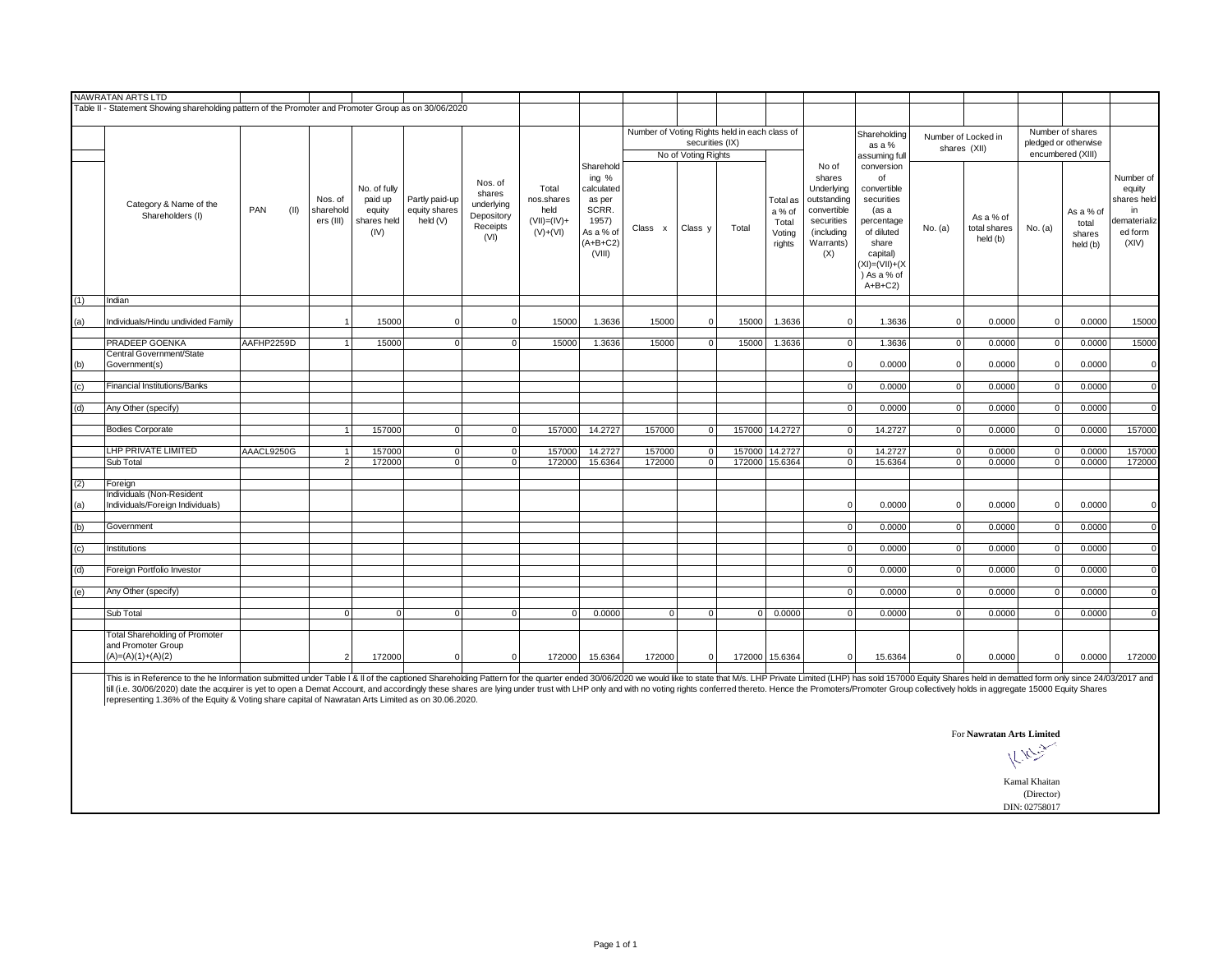NAWRATAN ARTS LTD

Table II - Statement Showing shareholding pattern of the Promoter and Promoter Group as on 30/06/2020

| | Category & Name of the Shareholders (I) | PAN (II) | Nos. of shareholders (III) | No. of fully paid up equity shares held (IV) | Partly paid-up equity shares held (V) | Nos. of shares underlying Depository Receipts (VI) | Total nos.shares held (VII)=(IV)+(V)+(VI) | Shareholding % calculated as per SCRR. 1957) As a % of (A+B+C2) (VIII) | Number of Voting Rights held in each class of securities (IX) | | | | No of shares Underlying outstanding convertible securities (including Warrants) (X) | Shareholding as a % assuming full conversion of convertible securities (as a percentage of diluted share capital) (XI)=(VII)+(X) As a % of A+B+C2) | Number of Locked in shares (XII) | | Number of shares pledged or otherwise encumbered (XIII) | | Number of equity shares held in dematerialized form (XIV) |
|---|---|---|---|---|---|---|---|---|---|---|---|---|---|---|---|---|---|---|---|
| | | | | | | | | | No of Voting Rights | | | Total as a % of Total Voting rights | | | | | | | |
| | | | | | | | | | Class x | Class y | Total | | | | No. (a) | As a % of total shares held (b) | No. (a) | As a % of total shares held (b) | |
| (1) | Indian | | | | | | | | | | | | | | | | | | |
| (a) | Individuals/Hindu undivided Family | | 1 | 15000 | 0 | 0 | 15000 | 1.3636 | 15000 | 0 | 15000 | 1.3636 | 0 | 1.3636 | 0 | 0.0000 | 0 | 0.0000 | 15000 |
| | PRADEEP GOENKA | AAFHP2259D | 1 | 15000 | 0 | 0 | 15000 | 1.3636 | 15000 | 0 | 15000 | 1.3636 | 0 | 1.3636 | 0 | 0.0000 | 0 | 0.0000 | 15000 |
| (b) | Central Government/State Government(s) | | | | | | | | | | | | 0 | 0.0000 | 0 | 0.0000 | 0 | 0.0000 | 0 |
| (c) | Financial Institutions/Banks | | | | | | | | | | | | 0 | 0.0000 | 0 | 0.0000 | 0 | 0.0000 | 0 |
| (d) | Any Other (specify) | | | | | | | | | | | | 0 | 0.0000 | 0 | 0.0000 | 0 | 0.0000 | 0 |
| | Bodies Corporate | | 1 | 157000 | 0 | 0 | 157000 | 14.2727 | 157000 | 0 | 157000 | 14.2727 | 0 | 14.2727 | 0 | 0.0000 | 0 | 0.0000 | 157000 |
| | LHP PRIVATE LIMITED | AAACL9250G | 1 | 157000 | 0 | 0 | 157000 | 14.2727 | 157000 | 0 | 157000 | 14.2727 | 0 | 14.2727 | 0 | 0.0000 | 0 | 0.0000 | 157000 |
| | Sub Total | | 2 | 172000 | 0 | 0 | 172000 | 15.6364 | 172000 | 0 | 172000 | 15.6364 | 0 | 15.6364 | 0 | 0.0000 | 0 | 0.0000 | 172000 |
| (2) | Foreign | | | | | | | | | | | | | | | | | | |
| (a) | Individuals (Non-Resident Individuals/Foreign Individuals) | | | | | | | | | | | | 0 | 0.0000 | 0 | 0.0000 | 0 | 0.0000 | 0 |
| (b) | Government | | | | | | | | | | | | 0 | 0.0000 | 0 | 0.0000 | 0 | 0.0000 | 0 |
| (c) | Institutions | | | | | | | | | | | | 0 | 0.0000 | 0 | 0.0000 | 0 | 0.0000 | 0 |
| (d) | Foreign Portfolio Investor | | | | | | | | | | | | 0 | 0.0000 | 0 | 0.0000 | 0 | 0.0000 | 0 |
| (e) | Any Other (specify) | | | | | | | | | | | | 0 | 0.0000 | 0 | 0.0000 | 0 | 0.0000 | 0 |
| | Sub Total | | 0 | 0 | 0 | 0 | 0 | 0.0000 | 0 | 0 | 0 | 0.0000 | 0 | 0.0000 | 0 | 0.0000 | 0 | 0.0000 | 0 |
| | Total Shareholding of Promoter and Promoter Group (A)=(A)(1)+(A)(2) | | 2 | 172000 | 0 | 0 | 172000 | 15.6364 | 172000 | 0 | 172000 | 15.6364 | 0 | 15.6364 | 0 | 0.0000 | 0 | 0.0000 | 172000 |

This is in Reference to the he Information submitted under Table I & II of the captioned Shareholding Pattern for the quarter ended 30/06/2020 we would like to state that M/s. LHP Private Limited (LHP) has sold 157000 Equity Shares held in dematted form only since 24/03/2017 and till (i.e. 30/06/2020) date the acquirer is yet to open a Demat Account, and accordingly these shares are lying under trust with LHP only and with no voting rights conferred thereto. Hence the Promoters/Promoter Group collectively holds in aggregate 15000 Equity Shares representing 1.36% of the Equity & Voting share capital of Nawratan Arts Limited as on 30.06.2020.

For **Nawratan Arts Limited**

Kamal Khaitan
(Director)
DIN: 02758017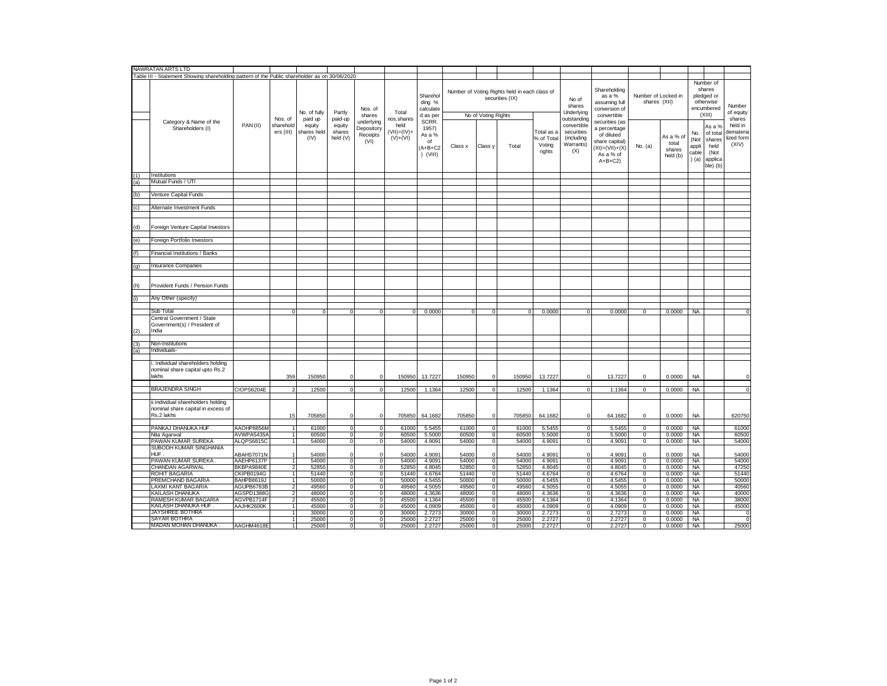NAWRATAN ARTS LTD

Table III - Statement Showing shareholding pattern of the Public shareholder as on 30/06/2020

| | Category & Name of the Shareholders (I) | PAN (II) | Nos. of shareholders (III) | No. of fully paid up equity shares held (IV) | Partly paid-up equity shares held (V) | Nos. of shares underlying Depository Receipts (VI) | Total nos.shares held (VII)=(IV)+(V)+(VI) | Shareholding % calculated as per SCRR. 1957) As a % of (A+B+C2) (VIII) | Number of Voting Rights held in each class of securities (IX) | | | | No of shares Underlying outstanding convertible securities (including Warrants) (X) | Shareholding as a % assuming full conversion of convertible securities (as a percentage of diluted share capital) (XI)=(VII)+(X) As a % of A+B+C2) | Number of Locked in shares (XII) | | Number of shares pledged or otherwise encumbered (XIII) | | Number of equity shares held in dematerialized form (XIV) |
|---|---|---|---|---|---|---|---|---|---|---|---|---|---|---|---|---|---|---|---|
| | | | | | | | | | No of Voting Rights | | | Total as a % of Total Voting rights | | | No. (a) | As a % of total shares held (b) | No. (Not applicable) (a) | As a % of total shares held (Not applicable) (b) | |
| | | | | | | | | | Class x | Class y | Total | | | | | | | | |
| (1) | Institutions | | | | | | | | | | | | | | | | | | |
| (a) | Mutual Funds / UTI | | | | | | | | | | | | | | | | | | |
| (b) | Venture Capital Funds | | | | | | | | | | | | | | | | | | |
| (c) | Alternate Investment Funds | | | | | | | | | | | | | | | | | | |
| (d) | Foreign Venture Capital Investors | | | | | | | | | | | | | | | | | | |
| (e) | Foreign Portfolio Investors | | | | | | | | | | | | | | | | | | |
| (f) | Financial Institutions / Banks | | | | | | | | | | | | | | | | | | |
| (g) | Insurance Companies | | | | | | | | | | | | | | | | | | |
| (h) | Provident Funds / Pension Funds | | | | | | | | | | | | | | | | | | |
| (i) | Any Other (specify) | | | | | | | | | | | | | | | | | | |
| | Sub Total | | 0 | 0 | 0 | 0 | 0 | 0.0000 | 0 | 0 | 0 | 0.0000 | 0 | 0.0000 | 0 | 0.0000 | NA | | 0 |
| (2) | Central Government / State Government(s) / President of India | | | | | | | | | | | | | | | | | | |
| (3) | Non-Institutions | | | | | | | | | | | | | | | | | | |
| (a) | Individuals- | | | | | | | | | | | | | | | | | | |
| | i. Individual shareholders holding nominal share capital upto Rs.2 lakhs | | 359 | 150950 | 0 | 0 | 150950 | 13.7227 | 150950 | 0 | 150950 | 13.7227 | 0 | 13.7227 | 0 | 0.0000 | NA | | 0 |
| | BRAJENDRA SINGH | CIOPS6204E | 2 | 12500 | 0 | 0 | 12500 | 1.1364 | 12500 | 0 | 12500 | 1.1364 | 0 | 1.1364 | 0 | 0.0000 | NA | | 0 |
| | ii.Individual shareholders holding nominal share capital in excess of Rs.2 lakhs | | 15 | 705850 | 0 | 0 | 705850 | 64.1682 | 705850 | 0 | 705850 | 64.1682 | 0 | 64.1682 | 0 | 0.0000 | NA | | 620750 |
| | PANKAJ DHANUKA HUF . | AAOHP8856M | 1 | 61000 | 0 | 0 | 61000 | 5.5455 | 61000 | 0 | 61000 | 5.5455 | 0 | 5.5455 | 0 | 0.0000 | NA | | 61000 |
| | Nita Agarwal | AVWPA5435A | 1 | 60500 | 0 | 0 | 60500 | 5.5000 | 60500 | 0 | 60500 | 5.5000 | 0 | 5.5000 | 0 | 0.0000 | NA | | 60500 |
| | PAWAN KUMAR SUREKA | ALQPS6815C | 1 | 54000 | 0 | 0 | 54000 | 4.9091 | 54000 | 0 | 54000 | 4.9091 | 0 | 4.9091 | 0 | 0.0000 | NA | | 54000 |
| | SUBODH KUMAR SINGHANIA HUF . | ABAHS7071N | 1 | 54000 | 0 | 0 | 54000 | 4.9091 | 54000 | 0 | 54000 | 4.9091 | 0 | 4.9091 | 0 | 0.0000 | NA | | 54000 |
| | PAWAN KUMAR SUREKA . | AAEHP6137P | 1 | 54000 | 0 | 0 | 54000 | 4.9091 | 54000 | 0 | 54000 | 4.9091 | 0 | 4.9091 | 0 | 0.0000 | NA | | 54000 |
| | CHANDAN AGARWAL | BKBPA9840E | 2 | 52850 | 0 | 0 | 52850 | 4.8045 | 52850 | 0 | 52850 | 4.8045 | 0 | 4.8045 | 0 | 0.0000 | NA | | 47250 |
| | ROHIT BAGARIA | CKIPB0194G | 1 | 51440 | 0 | 0 | 51440 | 4.6764 | 51440 | 0 | 51440 | 4.6764 | 0 | 4.6764 | 0 | 0.0000 | NA | | 51440 |
| | PREMCHAND BAGARIA | BAHPB8619J | 1 | 50000 | 0 | 0 | 50000 | 4.5455 | 50000 | 0 | 50000 | 4.5455 | 0 | 4.5455 | 0 | 0.0000 | NA | | 50000 |
| | LAXMI KANT BAGARIA | AGUPB6783B | 2 | 49560 | 0 | 0 | 49560 | 4.5055 | 49560 | 0 | 49560 | 4.5055 | 0 | 4.5055 | 0 | 0.0000 | NA | | 40560 |
| | KAILASH DHANUKA | AGSPD1388G | 2 | 48000 | 0 | 0 | 48000 | 4.3636 | 48000 | 0 | 48000 | 4.3636 | 0 | 4.3636 | 0 | 0.0000 | NA | | 40000 |
| | RAMESH KUMAR BAGARIA | AGVPB1714F | 2 | 45500 | 0 | 0 | 45500 | 4.1364 | 45500 | 0 | 45500 | 4.1364 | 0 | 4.1364 | 0 | 0.0000 | NA | | 38000 |
| | KAILASH DHANUKA HUF . | AAJHK2600K | 1 | 45000 | 0 | 0 | 45000 | 4.0909 | 45000 | 0 | 45000 | 4.0909 | 0 | 4.0909 | 0 | 0.0000 | NA | | 45000 |
| | JAYSHREE BOTHRA | | 1 | 30000 | 0 | 0 | 30000 | 2.7273 | 30000 | 0 | 30000 | 2.7273 | 0 | 2.7273 | 0 | 0.0000 | NA | | 0 |
| | SAYAR BOTHRA | | 1 | 25000 | 0 | 0 | 25000 | 2.2727 | 25000 | 0 | 25000 | 2.2727 | 0 | 2.2727 | 0 | 0.0000 | NA | | 0 |
| | MADAN MOHAN DHANUKA . | AAGHM4618E | 1 | 25000 | 0 | 0 | 25000 | 2.2727 | 25000 | 0 | 25000 | 2.2727 | 0 | 2.2727 | 0 | 0.0000 | NA | | 25000 |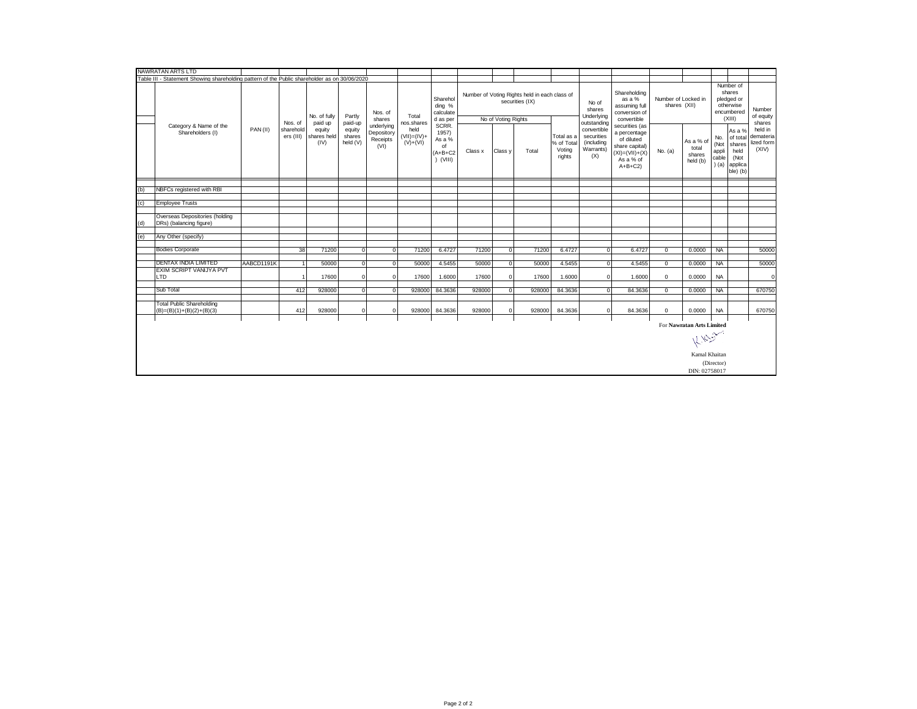NAWRATAN ARTS LTD

Table III - Statement Showing shareholding pattern of the Public shareholder as on 30/06/2020

| | Category & Name of the Shareholders (I) | PAN (II) | Nos. of shareholders (III) | No. of fully paid up equity shares held (IV) | Partly paid-up equity shares held (V) | Nos. of shares underlying Depository Receipts (VI) | Total nos.shares held (VII)=(IV)+(V)+(VI) | Shareholding % calculated as per SCRR. 1957) As a % of (A+B+C2) (VIII) | Number of Voting Rights held in each class of securities (IX) | | | | No of shares Underlying outstanding convertible securities (including Warrants) (X) | Shareholding as a % assuming full conversion of convertible securities (as a percentage of diluted share capital) (XI)=(VII)+(X) As a % of A+B+C2) | Number of Locked in shares (XII) | | Number of shares pledged or otherwise encumbered (XIII) | | Number of equity shares held in dematerialized form (XIV) |
|---|---|---|---|---|---|---|---|---|---|---|---|---|---|---|---|---|---|---|---|
| | | | | | | | | | No of Voting Rights | | | Total as a % of Total Voting rights | | | No. (a) | As a % of total shares held (b) | No. (Not applicable) (a) | As a % of total shares held (Not applicable) (b) | |
| | | | | | | | | | Class x | Class y | Total | | | | | | | | |
| (b) | NBFCs registered with RBI | | | | | | | | | | | | | | | | | | |
| (c) | Employee Trusts | | | | | | | | | | | | | | | | | | |
| (d) | Overseas Depositories (holding DRs) (balancing figure) | | | | | | | | | | | | | | | | | | |
| (e) | Any Other (specify) | | | | | | | | | | | | | | | | | | |
| | Bodies Corporate | | 38 | 71200 | 0 | 0 | 71200 | 6.4727 | 71200 | 0 | 71200 | 6.4727 | 0 | 6.4727 | 0 | 0.0000 | NA | | 50000 |
| | DENTAX INDIA LIMITED | AABCD1191K | 1 | 50000 | 0 | 0 | 50000 | 4.5455 | 50000 | 0 | 50000 | 4.5455 | 0 | 4.5455 | 0 | 0.0000 | NA | | 50000 |
| | EXIM SCRIPT VANIJYA PVT LTD | | 1 | 17600 | 0 | 0 | 17600 | 1.6000 | 17600 | 0 | 17600 | 1.6000 | 0 | 1.6000 | 0 | 0.0000 | NA | | 0 |
| | Sub Total | | 412 | 928000 | 0 | 0 | 928000 | 84.3636 | 928000 | 0 | 928000 | 84.3636 | 0 | 84.3636 | 0 | 0.0000 | NA | | 670750 |
| | Total Public Shareholding (B)=(B)(1)+(B)(2)+(B)(3) | | 412 | 928000 | 0 | 0 | 928000 | 84.3636 | 928000 | 0 | 928000 | 84.3636 | 0 | 84.3636 | 0 | 0.0000 | NA | | 670750 |

For **Nawratan Arts Limited**

Kamal Khaitan
(Director)
DIN: 02758017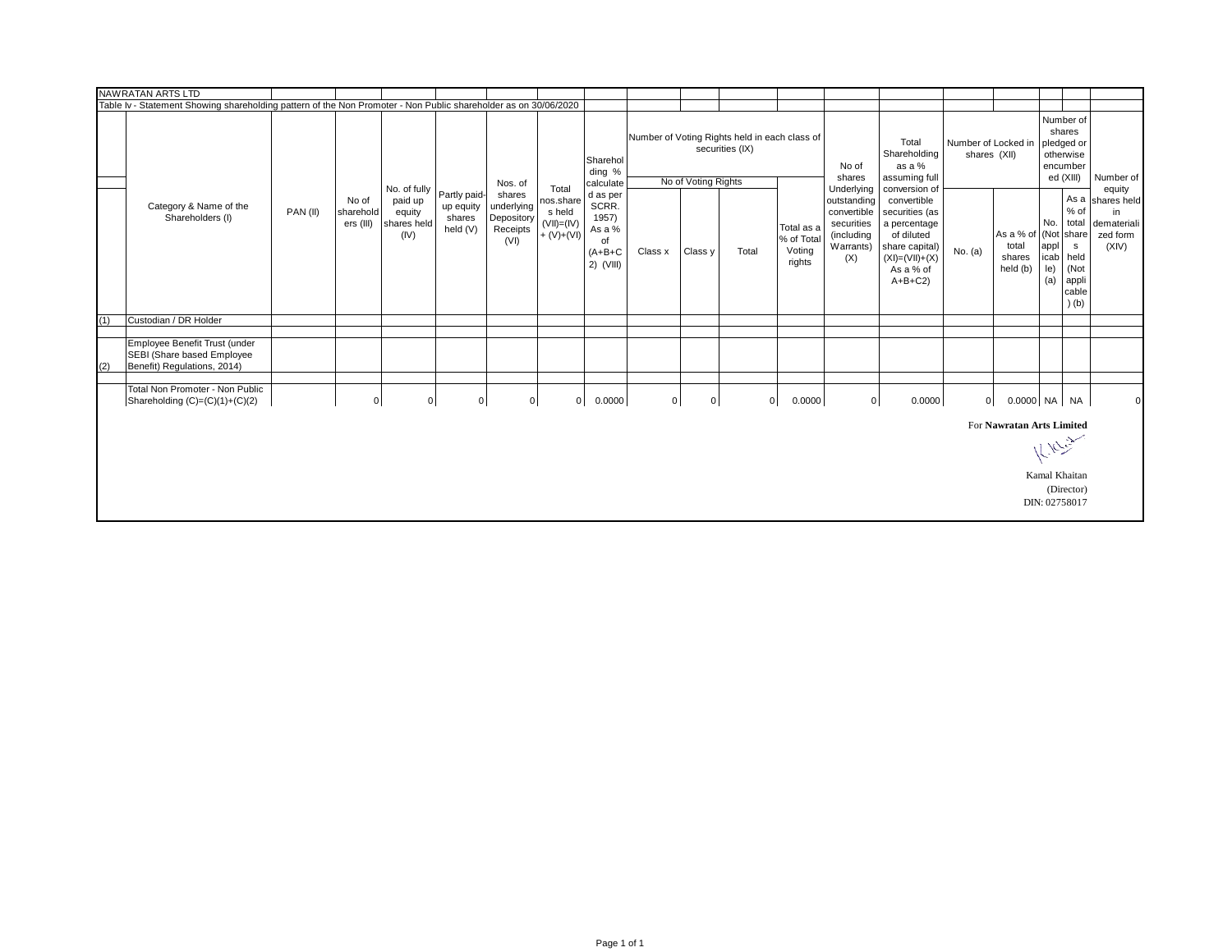NAWRATAN ARTS LTD

Table Iv - Statement Showing shareholding pattern of the Non Promoter - Non Public shareholder as on 30/06/2020

| | Category & Name of the Shareholders (I) | PAN (II) | No of shareholders (III) | No. of fully paid up equity shares held (IV) | Partly paid-up equity shares held (V) | Nos. of shares underlying Depository Receipts (VI) | Total nos.shares held (VII)=(IV)+(V)+(VI) | Shareholding % calculated as per SCRR. 1957) As a % of (A+B+C2) (VIII) | Number of Voting Rights held in each class of securities (IX) | | | | No of shares Underlying outstanding convertible securities (including Warrants) (X) | Total Shareholding as a % assuming full conversion of convertible securities (as a percentage of diluted share capital) (XI)=(VII)+(X) As a % of A+B+C2) | Number of Locked in shares (XII) | | Number of shares pledged or otherwise encumbered (XIII) | | Number of equity shares held in dematerialized form (XIV) |
|---|---|---|---|---|---|---|---|---|---|---|---|---|---|---|---|---|---|---|---|
| | | | | | | | | | No of Voting Rights | | | Total as a % of Total Voting rights | | | | | | | |
| | | | | | | | | | Class x | Class y | Total | | | | No. (a) | As a % of total shares held (b) | No. (Not applicable) (a) | As a % of total shares held (Not applicable) (b) | |
| (1) | Custodian / DR Holder | | | | | | | | | | | | | | | | | | |
| | | | | | | | | | | | | | | | | | | | |
| (2) | Employee Benefit Trust (under SEBI (Share based Employee Benefit) Regulations, 2014) | | | | | | | | | | | | | | | | | | |
| | | | | | | | | | | | | | | | | | | | |
| | Total Non Promoter - Non Public Shareholding (C)=(C)(1)+(C)(2) | | 0 | 0 | 0 | 0 | 0 | 0.0000 | 0 | 0 | 0 | 0.0000 | 0 | 0.0000 | 0 | 0.0000 | NA | NA | 0 |

For **Nawratan Arts Limited**

Kamal Khaitan
(Director)
DIN: 02758017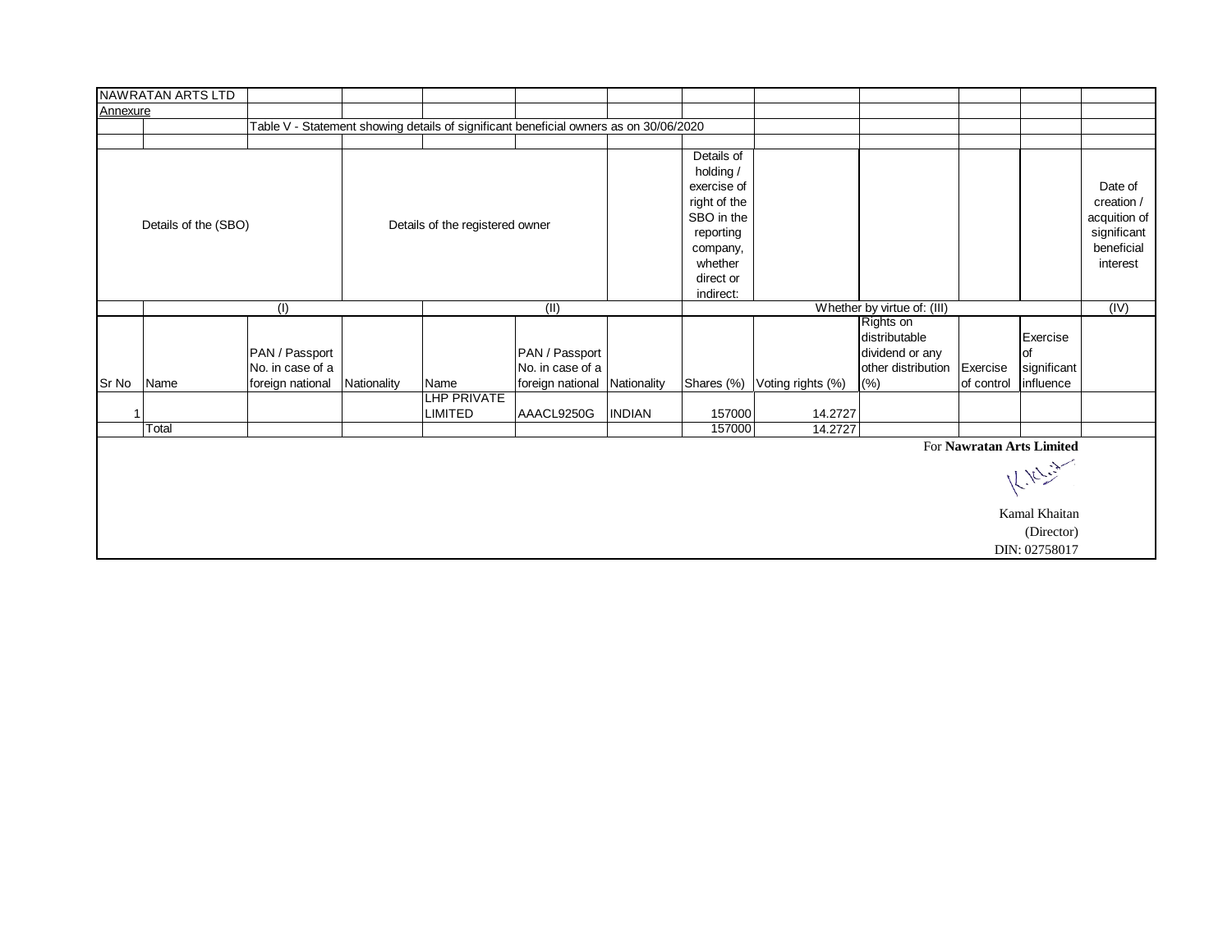NAWRATAN ARTS LTD

Annexure

Table V - Statement showing details of significant beneficial owners as on 30/06/2020

| Details of the (SBO) | | | | Details of the registered owner | | | Details of holding / exercise of right of the SBO in the reporting company, whether direct or indirect: | | | | | Date of creation / acquition of significant beneficial interest |
|---|---|---|---|---|---|---|---|---|---|---|---|---|
| | (I) | | | (II) | | | Whether by virtue of: (III) | | | | | (IV) |
| Sr No | Name | PAN / Passport No. in case of a foreign national | Nationality | Name | PAN / Passport No. in case of a foreign national | Nationality | Shares (%) | Voting rights (%) | Rights on distributable dividend or any other distribution (%) | Exercise of control | Exercise of significant influence | |
| 1 | | | | LHP PRIVATE LIMITED | AAACL9250G | INDIAN | 157000 | 14.2727 | | | | |
| | Total | | | | | | 157000 | 14.2727 | | | | |

For **Nawratan Arts Limited**

Kamal Khaitan
(Director)
DIN: 02758017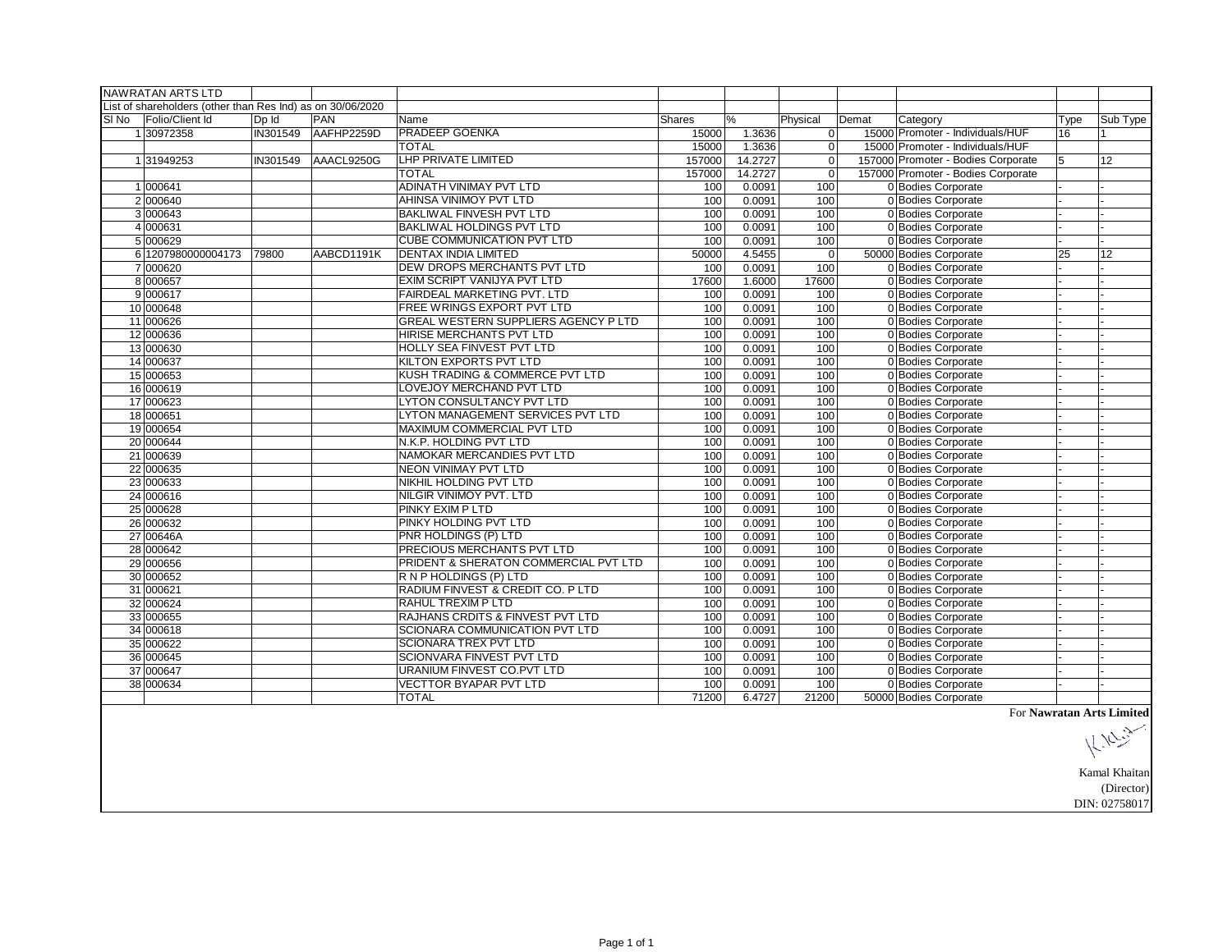NAWRATAN ARTS LTD

List of shareholders (other than Res Ind) as on 30/06/2020

| Sl No | Folio/Client Id | Dp Id | PAN | Name | Shares | % | Physical | Demat | Category | Type | Sub Type |
|---|---|---|---|---|---|---|---|---|---|---|---|
| 1 | 30972358 | IN301549 | AAFHP2259D | PRADEEP GOENKA | 15000 | 1.3636 | 0 | 15000 | Promoter - Individuals/HUF | 16 | 1 |
| | | | | TOTAL | 15000 | 1.3636 | 0 | 15000 | Promoter - Individuals/HUF | | |
| 1 | 31949253 | IN301549 | AAACL9250G | LHP PRIVATE LIMITED | 157000 | 14.2727 | 0 | 157000 | Promoter - Bodies Corporate | 5 | 12 |
| | | | | TOTAL | 157000 | 14.2727 | 0 | 157000 | Promoter - Bodies Corporate | | |
| 1 | 000641 | | | ADINATH VINIMAY PVT LTD | 100 | 0.0091 | 100 | 0 | Bodies Corporate | - | - |
| 2 | 000640 | | | AHINSA VINIMOY PVT LTD | 100 | 0.0091 | 100 | 0 | Bodies Corporate | - | - |
| 3 | 000643 | | | BAKLIWAL FINVESH PVT LTD | 100 | 0.0091 | 100 | 0 | Bodies Corporate | - | - |
| 4 | 000631 | | | BAKLIWAL HOLDINGS PVT LTD | 100 | 0.0091 | 100 | 0 | Bodies Corporate | - | - |
| 5 | 000629 | | | CUBE COMMUNICATION PVT LTD | 100 | 0.0091 | 100 | 0 | Bodies Corporate | - | - |
| 6 | 1207980000004173 | 79800 | AABCD1191K | DENTAX INDIA LIMITED | 50000 | 4.5455 | 0 | 50000 | Bodies Corporate | 25 | 12 |
| 7 | 000620 | | | DEW DROPS MERCHANTS PVT LTD | 100 | 0.0091 | 100 | 0 | Bodies Corporate | - | - |
| 8 | 000657 | | | EXIM SCRIPT VANIJYA PVT LTD | 17600 | 1.6000 | 17600 | 0 | Bodies Corporate | - | - |
| 9 | 000617 | | | FAIRDEAL MARKETING PVT. LTD | 100 | 0.0091 | 100 | 0 | Bodies Corporate | - | - |
| 10 | 000648 | | | FREE WRINGS EXPORT PVT LTD | 100 | 0.0091 | 100 | 0 | Bodies Corporate | - | - |
| 11 | 000626 | | | GREAL WESTERN SUPPLIERS AGENCY P LTD | 100 | 0.0091 | 100 | 0 | Bodies Corporate | - | - |
| 12 | 000636 | | | HIRISE MERCHANTS PVT LTD | 100 | 0.0091 | 100 | 0 | Bodies Corporate | - | - |
| 13 | 000630 | | | HOLLY SEA FINVEST PVT LTD | 100 | 0.0091 | 100 | 0 | Bodies Corporate | - | - |
| 14 | 000637 | | | KILTON EXPORTS PVT LTD | 100 | 0.0091 | 100 | 0 | Bodies Corporate | - | - |
| 15 | 000653 | | | KUSH TRADING & COMMERCE PVT LTD | 100 | 0.0091 | 100 | 0 | Bodies Corporate | - | - |
| 16 | 000619 | | | LOVEJOY MERCHAND PVT LTD | 100 | 0.0091 | 100 | 0 | Bodies Corporate | - | - |
| 17 | 000623 | | | LYTON CONSULTANCY PVT LTD | 100 | 0.0091 | 100 | 0 | Bodies Corporate | - | - |
| 18 | 000651 | | | LYTON MANAGEMENT SERVICES PVT LTD | 100 | 0.0091 | 100 | 0 | Bodies Corporate | - | - |
| 19 | 000654 | | | MAXIMUM COMMERCIAL PVT LTD | 100 | 0.0091 | 100 | 0 | Bodies Corporate | - | - |
| 20 | 000644 | | | N.K.P. HOLDING PVT LTD | 100 | 0.0091 | 100 | 0 | Bodies Corporate | - | - |
| 21 | 000639 | | | NAMOKAR MERCANDIES PVT LTD | 100 | 0.0091 | 100 | 0 | Bodies Corporate | - | - |
| 22 | 000635 | | | NEON VINIMAY PVT LTD | 100 | 0.0091 | 100 | 0 | Bodies Corporate | - | - |
| 23 | 000633 | | | NIKHIL HOLDING PVT LTD | 100 | 0.0091 | 100 | 0 | Bodies Corporate | - | - |
| 24 | 000616 | | | NILGIR VINIMOY PVT. LTD | 100 | 0.0091 | 100 | 0 | Bodies Corporate | - | - |
| 25 | 000628 | | | PINKY EXIM P LTD | 100 | 0.0091 | 100 | 0 | Bodies Corporate | - | - |
| 26 | 000632 | | | PINKY HOLDING PVT LTD | 100 | 0.0091 | 100 | 0 | Bodies Corporate | - | - |
| 27 | 00646A | | | PNR HOLDINGS (P) LTD | 100 | 0.0091 | 100 | 0 | Bodies Corporate | - | - |
| 28 | 000642 | | | PRECIOUS MERCHANTS PVT LTD | 100 | 0.0091 | 100 | 0 | Bodies Corporate | - | - |
| 29 | 000656 | | | PRIDENT & SHERATON COMMERCIAL PVT LTD | 100 | 0.0091 | 100 | 0 | Bodies Corporate | - | - |
| 30 | 000652 | | | R N P HOLDINGS (P) LTD | 100 | 0.0091 | 100 | 0 | Bodies Corporate | - | - |
| 31 | 000621 | | | RADIUM FINVEST & CREDIT CO. P LTD | 100 | 0.0091 | 100 | 0 | Bodies Corporate | - | - |
| 32 | 000624 | | | RAHUL TREXIM P LTD | 100 | 0.0091 | 100 | 0 | Bodies Corporate | - | - |
| 33 | 000655 | | | RAJHANS CRDITS & FINVEST PVT LTD | 100 | 0.0091 | 100 | 0 | Bodies Corporate | - | - |
| 34 | 000618 | | | SCIONARA COMMUNICATION PVT LTD | 100 | 0.0091 | 100 | 0 | Bodies Corporate | - | - |
| 35 | 000622 | | | SCIONARA TREX PVT LTD | 100 | 0.0091 | 100 | 0 | Bodies Corporate | - | - |
| 36 | 000645 | | | SCIONVARA FINVEST PVT LTD | 100 | 0.0091 | 100 | 0 | Bodies Corporate | - | - |
| 37 | 000647 | | | URANIUM FINVEST CO.PVT LTD | 100 | 0.0091 | 100 | 0 | Bodies Corporate | - | - |
| 38 | 000634 | | | VECTTOR BYAPAR PVT LTD | 100 | 0.0091 | 100 | 0 | Bodies Corporate | - | - |
| | | | | TOTAL | 71200 | 6.4727 | 21200 | 50000 | Bodies Corporate | | |

For **Nawratan Arts Limited**

Kamal Khaitan
(Director)
DIN: 02758017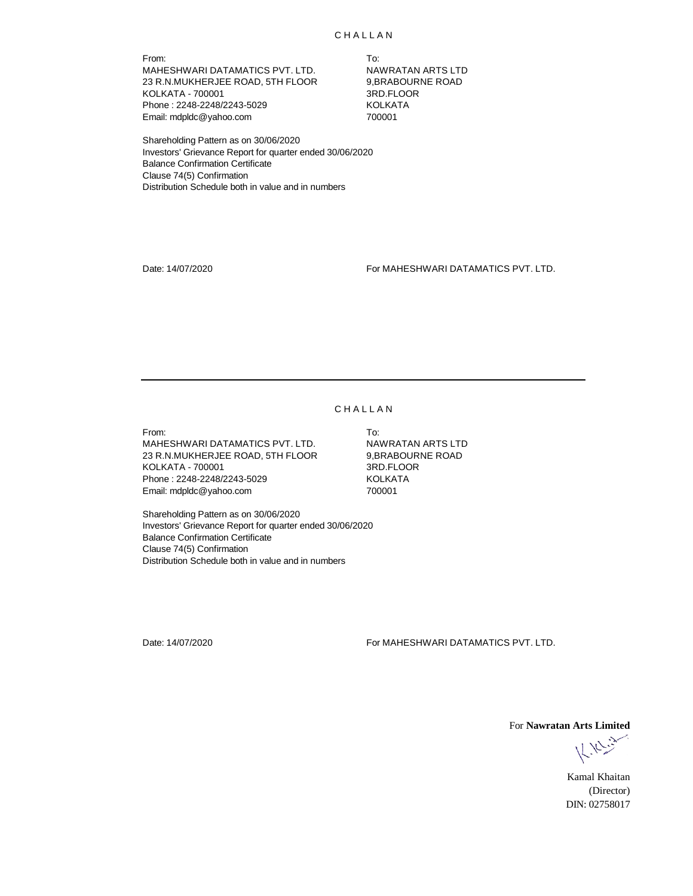# CHALLAN

| From: | To: |
|---|---|
| MAHESHWARI DATAMATICS PVT. LTD. | NAWRATAN ARTS LTD |
| 23 R.N.MUKHERJEE ROAD, 5TH FLOOR | 9,BRABOURNE ROAD |
| KOLKATA - 700001 | 3RD.FLOOR |
| Phone : 2248-2248/2243-5029 | KOLKATA |
| Email: mdpldc@yahoo.com | 700001 |

Shareholding Pattern as on 30/06/2020
Investors' Grievance Report for quarter ended 30/06/2020
Balance Confirmation Certificate
Clause 74(5) Confirmation
Distribution Schedule both in value and in numbers

Date: 14/07/2020

For MAHESHWARI DATAMATICS PVT. LTD.

---

# CHALLAN

| From: | To: |
|---|---|
| MAHESHWARI DATAMATICS PVT. LTD. | NAWRATAN ARTS LTD |
| 23 R.N.MUKHERJEE ROAD, 5TH FLOOR | 9,BRABOURNE ROAD |
| KOLKATA - 700001 | 3RD.FLOOR |
| Phone : 2248-2248/2243-5029 | KOLKATA |
| Email: mdpldc@yahoo.com | 700001 |

Shareholding Pattern as on 30/06/2020
Investors' Grievance Report for quarter ended 30/06/2020
Balance Confirmation Certificate
Clause 74(5) Confirmation
Distribution Schedule both in value and in numbers

Date: 14/07/2020

For MAHESHWARI DATAMATICS PVT. LTD.

For **Nawratan Arts Limited**

Kamal Khaitan
(Director)
DIN: 02758017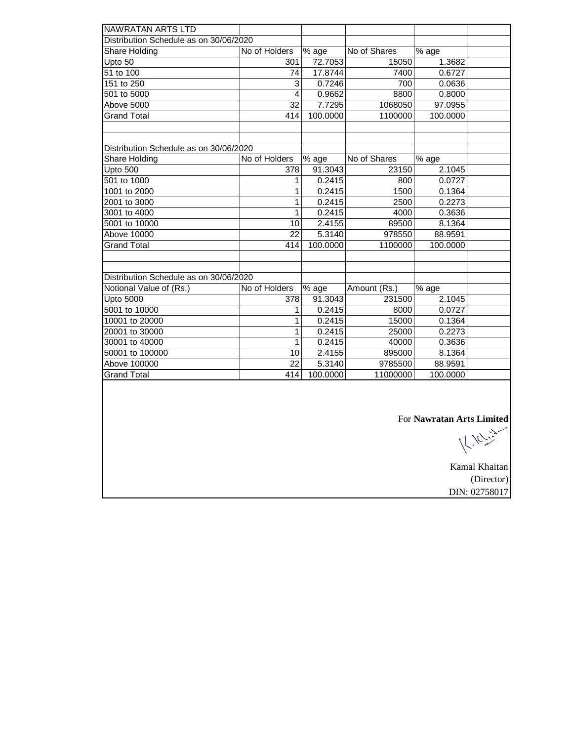NAWRATAN ARTS LTD

Distribution Schedule as on 30/06/2020

| Share Holding | No of Holders | % age | No of Shares | % age |
| --- | --- | --- | --- | --- |
| Upto 50 | 301 | 72.7053 | 15050 | 1.3682 |
| 51 to 100 | 74 | 17.8744 | 7400 | 0.6727 |
| 151 to 250 | 3 | 0.7246 | 700 | 0.0636 |
| 501 to 5000 | 4 | 0.9662 | 8800 | 0.8000 |
| Above 5000 | 32 | 7.7295 | 1068050 | 97.0955 |
| Grand Total | 414 | 100.0000 | 1100000 | 100.0000 |

Distribution Schedule as on 30/06/2020

| Share Holding | No of Holders | % age | No of Shares | % age |
| --- | --- | --- | --- | --- |
| Upto 500 | 378 | 91.3043 | 23150 | 2.1045 |
| 501 to 1000 | 1 | 0.2415 | 800 | 0.0727 |
| 1001 to 2000 | 1 | 0.2415 | 1500 | 0.1364 |
| 2001 to 3000 | 1 | 0.2415 | 2500 | 0.2273 |
| 3001 to 4000 | 1 | 0.2415 | 4000 | 0.3636 |
| 5001 to 10000 | 10 | 2.4155 | 89500 | 8.1364 |
| Above 10000 | 22 | 5.3140 | 978550 | 88.9591 |
| Grand Total | 414 | 100.0000 | 1100000 | 100.0000 |

Distribution Schedule as on 30/06/2020

| Notional Value of (Rs.) | No of Holders | % age | Amount (Rs.) | % age |
| --- | --- | --- | --- | --- |
| Upto 5000 | 378 | 91.3043 | 231500 | 2.1045 |
| 5001 to 10000 | 1 | 0.2415 | 8000 | 0.0727 |
| 10001 to 20000 | 1 | 0.2415 | 15000 | 0.1364 |
| 20001 to 30000 | 1 | 0.2415 | 25000 | 0.2273 |
| 30001 to 40000 | 1 | 0.2415 | 40000 | 0.3636 |
| 50001 to 100000 | 10 | 2.4155 | 895000 | 8.1364 |
| Above 100000 | 22 | 5.3140 | 9785500 | 88.9591 |
| Grand Total | 414 | 100.0000 | 11000000 | 100.0000 |

For **Nawratan Arts Limited**

Kamal Khaitan
(Director)
DIN: 02758017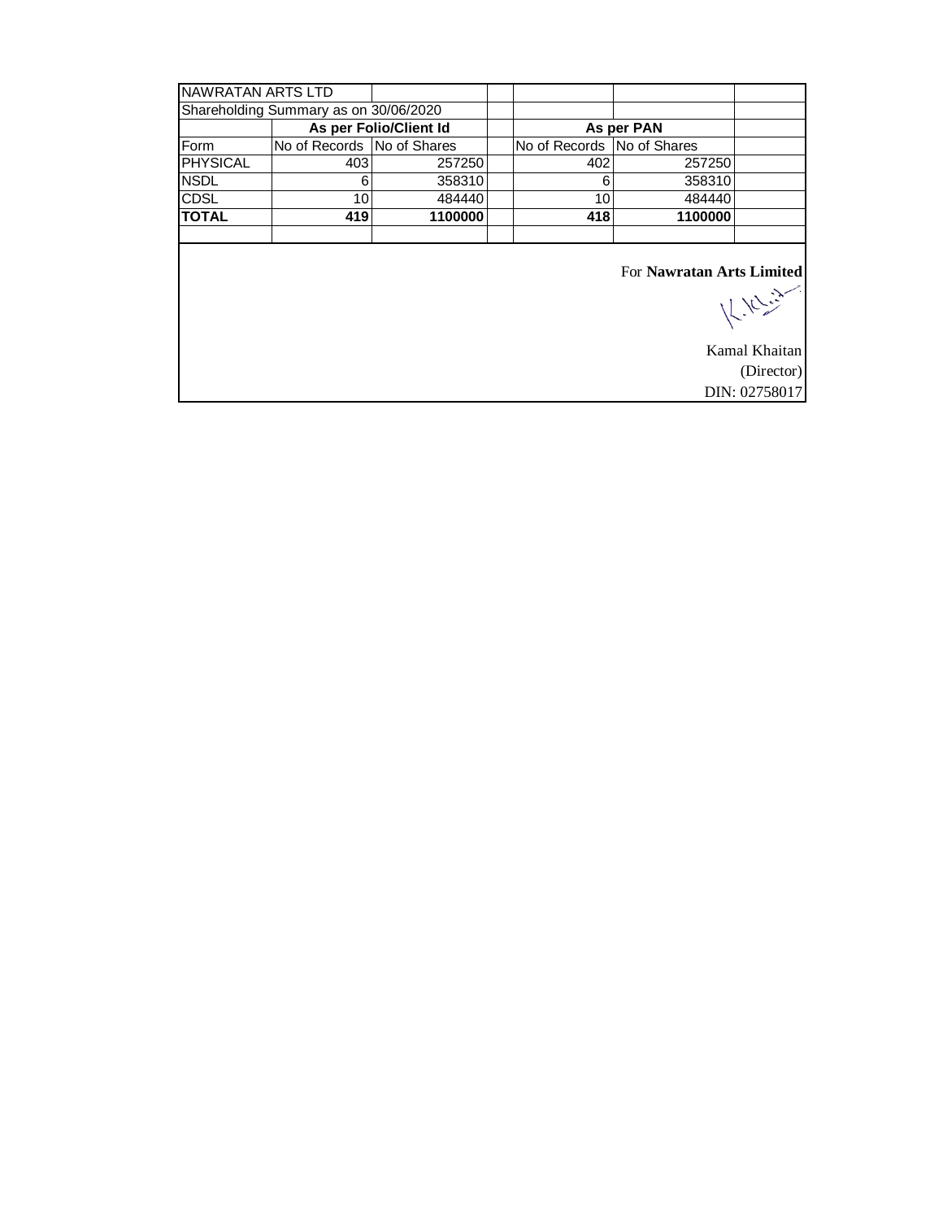| | | | | | | |
|---|---|---|---|---|---|---|
| NAWRATAN ARTS LTD | | | | | | |
| Shareholding Summary as on 30/06/2020 | | | | | | |
| | **As per Folio/Client Id** | | | **As per PAN** | | |
| Form | No of Records | No of Shares | | No of Records | No of Shares | |
| PHYSICAL | 403 | 257250 | | 402 | 257250 | |
| NSDL | 6 | 358310 | | 6 | 358310 | |
| CDSL | 10 | 484440 | | 10 | 484440 | |
| **TOTAL** | **419** | **1100000** | | **418** | **1100000** | |

For **Nawratan Arts Limited**

Kamal Khaitan
(Director)
DIN: 02758017